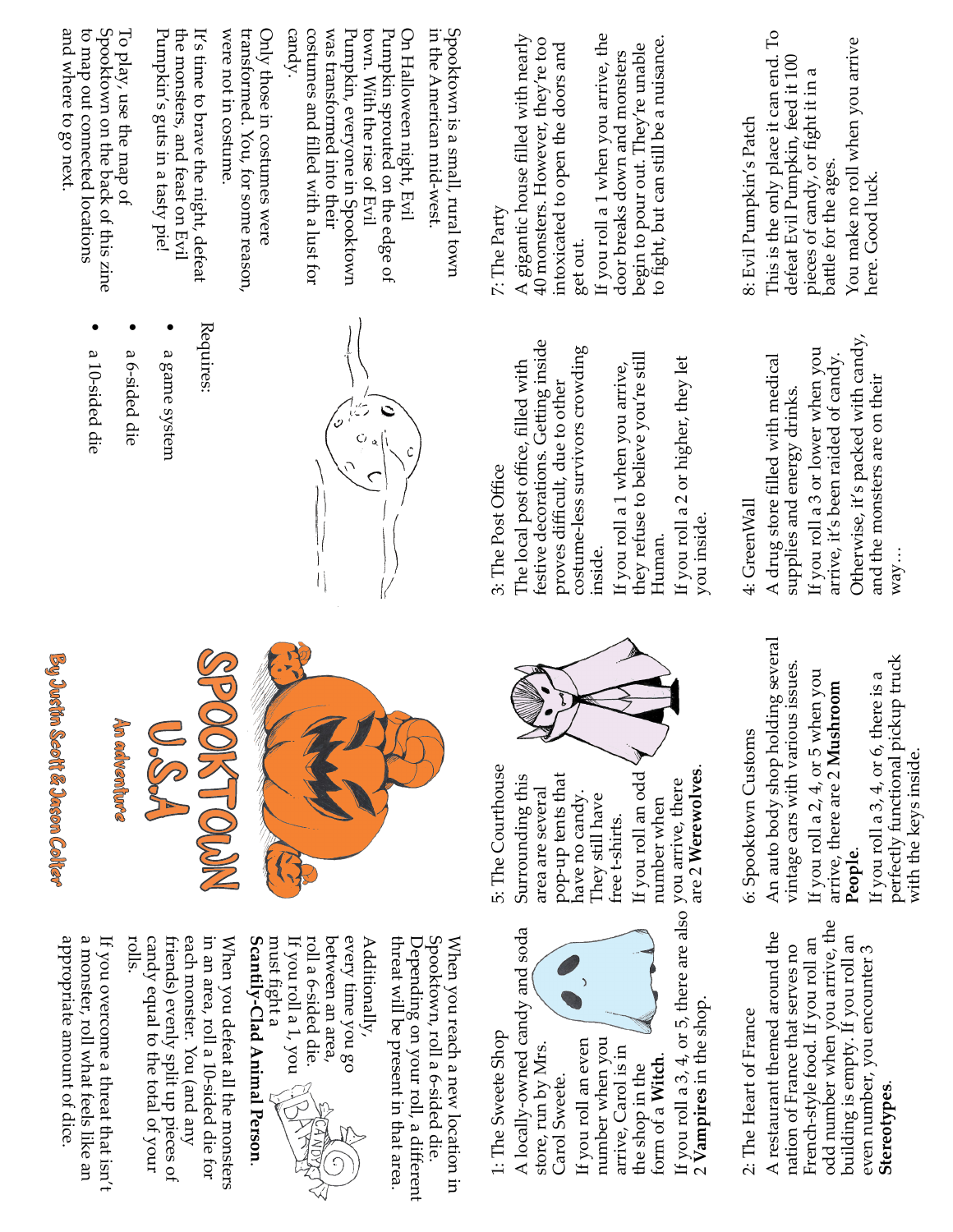# SPOOKTOWN U.S.A

An adventure

By Justin Scott & Jason Colter

Spooktown is a small, rural town in the American mid-west.

On Halloween night, Evil Pumpkin sprouted on the edge of town. With the rise of Evil Pumpkin, everyone in Spooktown was transformed into their costumes and filled with a lust for candy.

Only those in costumes were transformed. You, for some reason, were not in costume.

It's time to brave the night, defeat the monsters, and feast on Evil Pumpkin's guts in a tasty pie!

To play, use the map of Spooktown on the back of this zine to map out connected locations and where to go next.

Requires:

- a game system
- a 6-sided die
- a 10-sided die

When you reach a new location in Spooktown, roll a 6-sided die. Depending on your roll, a different threat will be present in that area.

Additionally, every time you go between an area, roll a 6-sided die. If you roll a 1, you must fight a **Scantily-Clad Animal Person**.

When you defeat all the monsters in an area, roll a 10-sided die for each monster. You (and any friends) evenly split up pieces of candy equal to the total of your rolls.

If you overcome a threat that isn't a monster, roll what feels like an appropriate amount of dice.

## 1: The Sweete Shop

A locally-owned candy and soda store, run by Mrs. Carol Sweete.

If you roll an even number when you arrive, Carol is in the shop in the form of a **Witch**.

## 2: The Heart of France

A restaurant themed around the nation of France that serves no French-style food. If you roll an odd number when you arrive, the building is empty. If you roll an even number, you encounter 3 **Stereotypes**.

## 3: The Post Office

The local post office, filled with festive decorations. Getting inside proves difficult, due to other costume-less survivors crowding inside.

If you roll a 1 when you arrive, they refuse to believe you're still Human.

If you roll a 2 or higher, they let you inside.

## 4: GreenWall

A drug store filled with medical supplies and energy drinks.

If you roll a 3 or lower when you arrive, it's been raided of candy.

Otherwise, it's packed with candy, and the monsters are on their way…

## 5: The Courthouse

Surrounding this area are several pop-up tents that have no candy. They still have free t-shirts.

If you roll an odd number when you arrive, there are 2 **Werewolves**.

If you roll a 3, 4, or 5, there are also 2 **Vampires** in the shop.

## 6: Spooktown Customs

An auto body shop holding several vintage cars with various issues.

If you roll a 2, 4, or 5 when you arrive, there are 2 **Mushroom People**.

If you roll a 3, 4, or 6, there is a perfectly functional pickup truck with the keys inside.

## 7: The Party

A gigantic house filled with nearly 40 monsters. However, they're too intoxicated to open the doors and get out.

If you roll a 1 when you arrive, the door breaks down and monsters begin to pour out. They're unable to fight, but can still be a nuisance.

## 8: Evil Pumpkin's Patch

This is the only place it can end. To defeat Evil Pumpkin, feed it 100 pieces of candy, or fight it in a battle for the ages.

You make no roll when you arrive here. Good luck.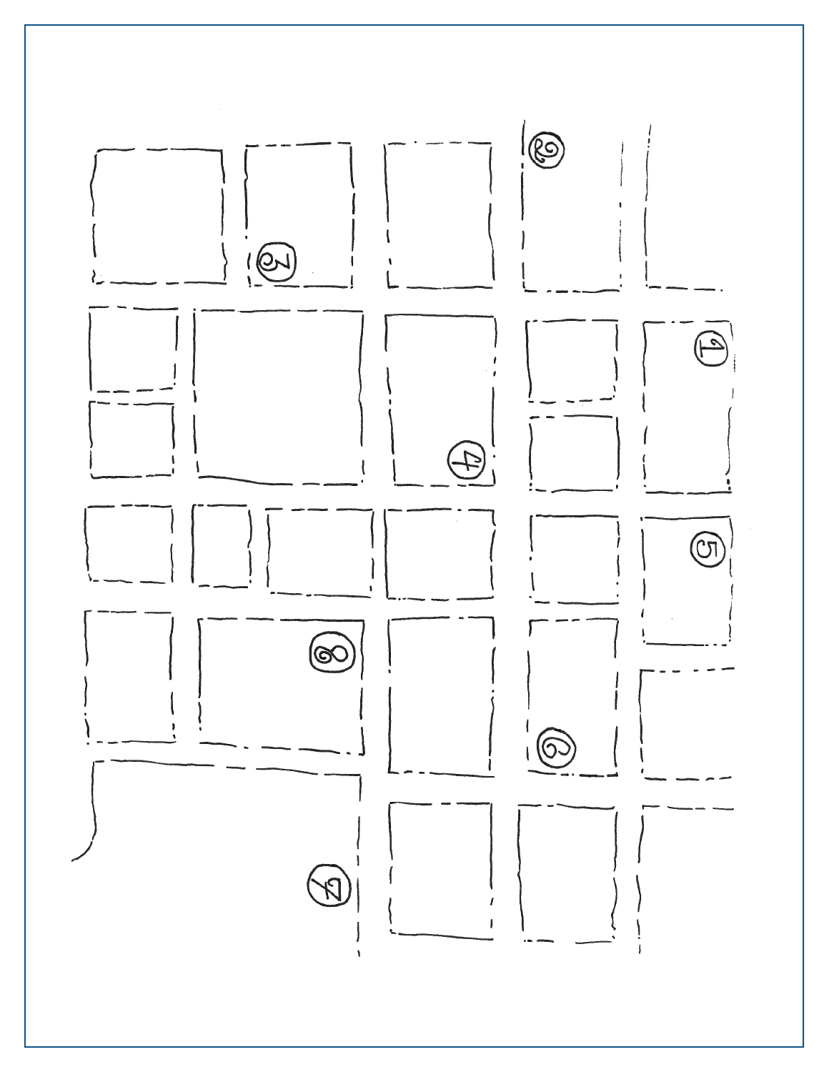1

2

3

4

5

6

7

8